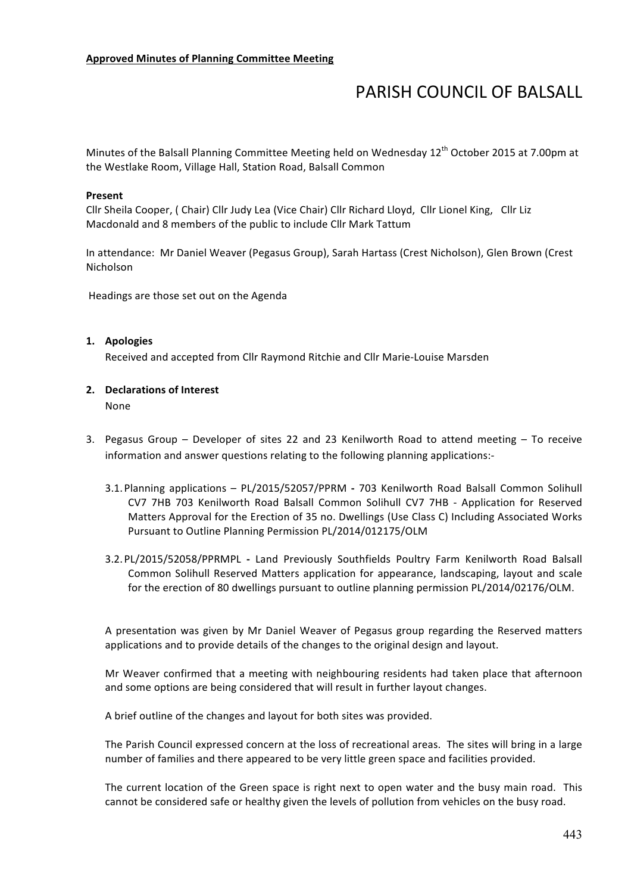**Approved Minutes of Planning Committee Meeting**

# PARISH COUNCIL OF BALSALL

Minutes of the Balsall Planning Committee Meeting held on Wednesday 12th October 2015 at 7.00pm at the Westlake Room, Village Hall, Station Road, Balsall Common

**Present**

Cllr Sheila Cooper, ( Chair) Cllr Judy Lea (Vice Chair) Cllr Richard Lloyd, Cllr Lionel King, Cllr Liz Macdonald and 8 members of the public to include Cllr Mark Tattum

In attendance: Mr Daniel Weaver (Pegasus Group), Sarah Hartass (Crest Nicholson), Glen Brown (Crest Nicholson

Headings are those set out on the Agenda

1. **Apologies**

   Received and accepted from Cllr Raymond Ritchie and Cllr Marie-Louise Marsden

2. **Declarations of Interest**

   None

3. Pegasus Group – Developer of sites 22 and 23 Kenilworth Road to attend meeting – To receive information and answer questions relating to the following planning applications:-

   3.1. Planning applications – PL/2015/52057/PPRM - 703 Kenilworth Road Balsall Common Solihull CV7 7HB 703 Kenilworth Road Balsall Common Solihull CV7 7HB - Application for Reserved Matters Approval for the Erection of 35 no. Dwellings (Use Class C) Including Associated Works Pursuant to Outline Planning Permission PL/2014/012175/OLM

   3.2. PL/2015/52058/PPRMPL - Land Previously Southfields Poultry Farm Kenilworth Road Balsall Common Solihull Reserved Matters application for appearance, landscaping, layout and scale for the erection of 80 dwellings pursuant to outline planning permission PL/2014/02176/OLM.

   A presentation was given by Mr Daniel Weaver of Pegasus group regarding the Reserved matters applications and to provide details of the changes to the original design and layout.

   Mr Weaver confirmed that a meeting with neighbouring residents had taken place that afternoon and some options are being considered that will result in further layout changes.

   A brief outline of the changes and layout for both sites was provided.

   The Parish Council expressed concern at the loss of recreational areas. The sites will bring in a large number of families and there appeared to be very little green space and facilities provided.

   The current location of the Green space is right next to open water and the busy main road. This cannot be considered safe or healthy given the levels of pollution from vehicles on the busy road.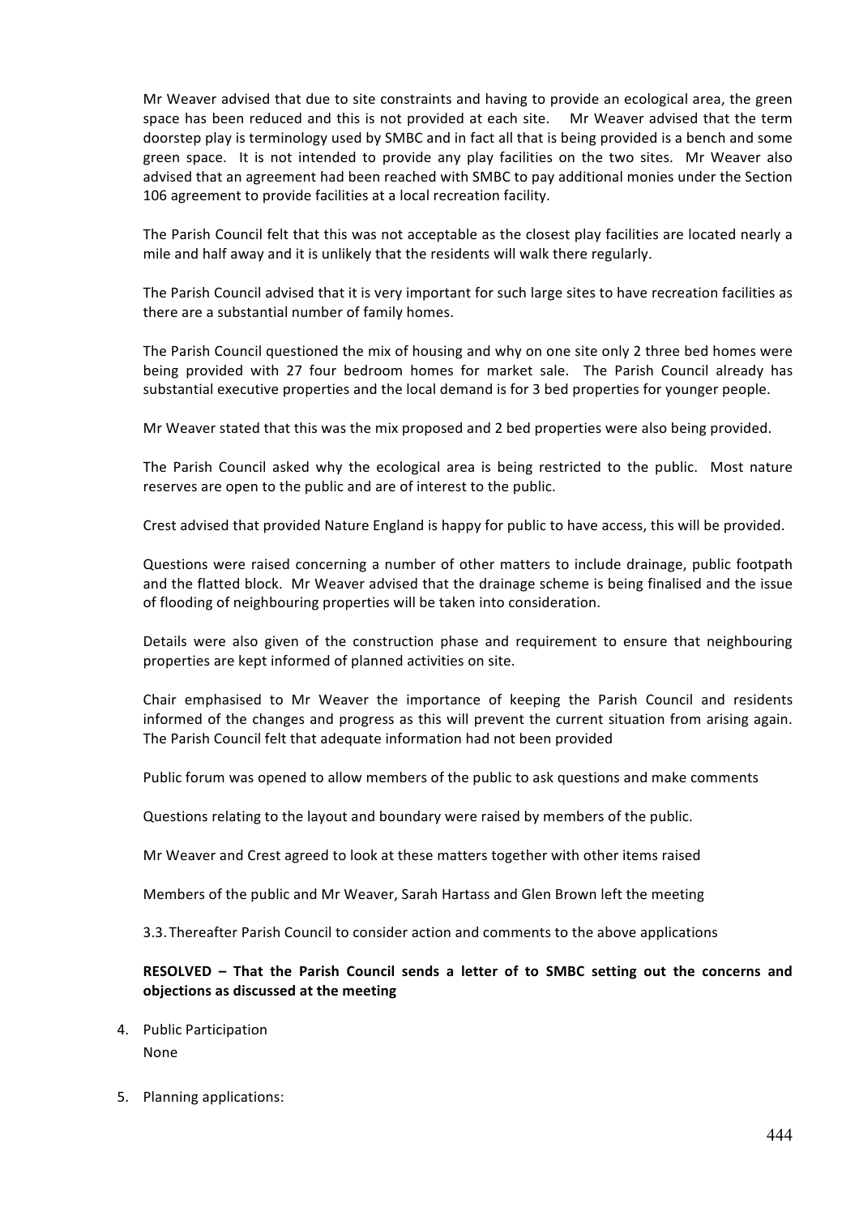Mr Weaver advised that due to site constraints and having to provide an ecological area, the green space has been reduced and this is not provided at each site. Mr Weaver advised that the term doorstep play is terminology used by SMBC and in fact all that is being provided is a bench and some green space. It is not intended to provide any play facilities on the two sites. Mr Weaver also advised that an agreement had been reached with SMBC to pay additional monies under the Section 106 agreement to provide facilities at a local recreation facility.

The Parish Council felt that this was not acceptable as the closest play facilities are located nearly a mile and half away and it is unlikely that the residents will walk there regularly.

The Parish Council advised that it is very important for such large sites to have recreation facilities as there are a substantial number of family homes.

The Parish Council questioned the mix of housing and why on one site only 2 three bed homes were being provided with 27 four bedroom homes for market sale. The Parish Council already has substantial executive properties and the local demand is for 3 bed properties for younger people.

Mr Weaver stated that this was the mix proposed and 2 bed properties were also being provided.

The Parish Council asked why the ecological area is being restricted to the public. Most nature reserves are open to the public and are of interest to the public.

Crest advised that provided Nature England is happy for public to have access, this will be provided.

Questions were raised concerning a number of other matters to include drainage, public footpath and the flatted block. Mr Weaver advised that the drainage scheme is being finalised and the issue of flooding of neighbouring properties will be taken into consideration.

Details were also given of the construction phase and requirement to ensure that neighbouring properties are kept informed of planned activities on site.

Chair emphasised to Mr Weaver the importance of keeping the Parish Council and residents informed of the changes and progress as this will prevent the current situation from arising again. The Parish Council felt that adequate information had not been provided

Public forum was opened to allow members of the public to ask questions and make comments

Questions relating to the layout and boundary were raised by members of the public.

Mr Weaver and Crest agreed to look at these matters together with other items raised

Members of the public and Mr Weaver, Sarah Hartass and Glen Brown left the meeting

3.3. Thereafter Parish Council to consider action and comments to the above applications

**RESOLVED – That the Parish Council sends a letter of to SMBC setting out the concerns and objections as discussed at the meeting**

4. Public Participation
   None

5. Planning applications: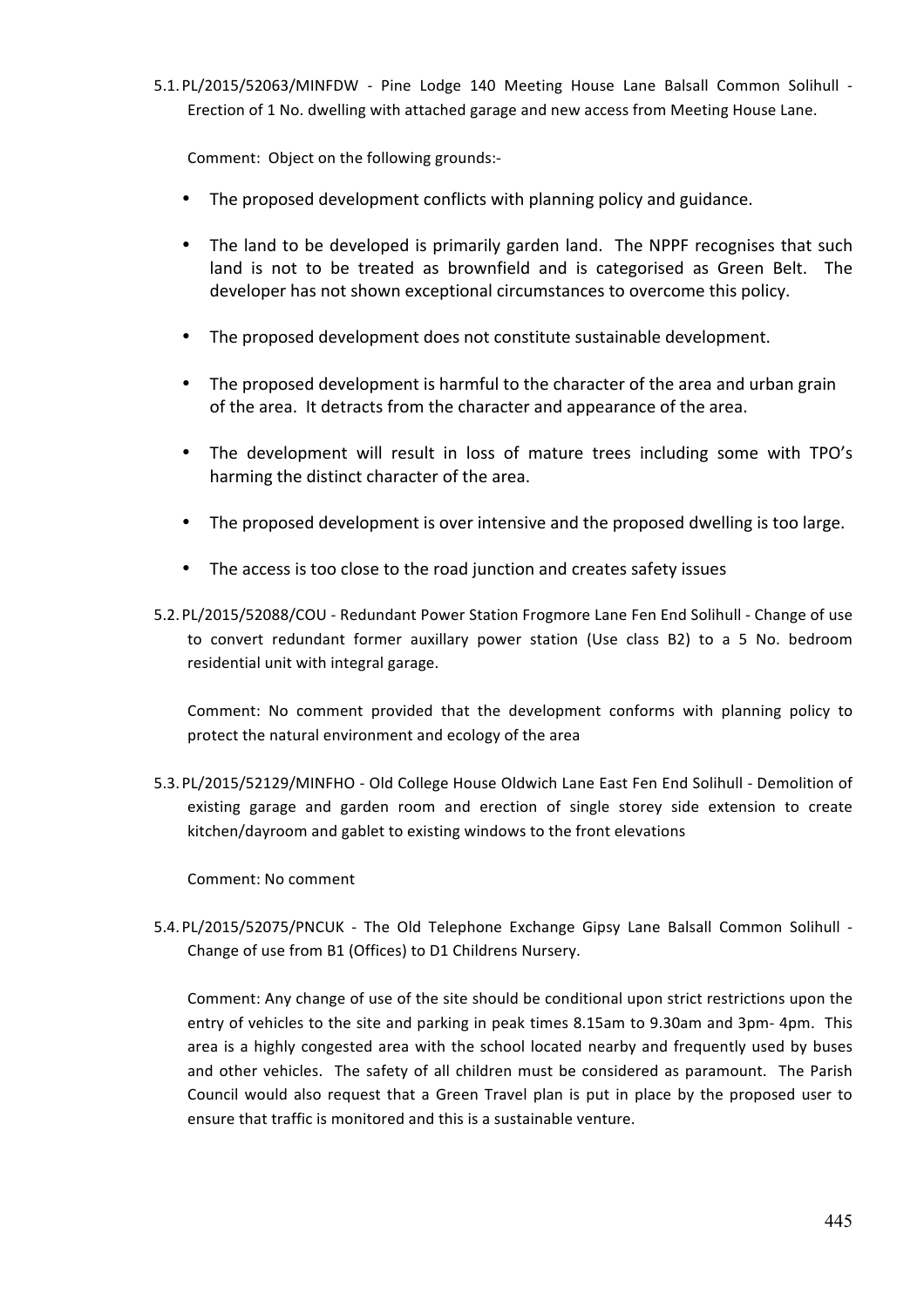5.1. PL/2015/52063/MINFDW - Pine Lodge 140 Meeting House Lane Balsall Common Solihull - Erection of 1 No. dwelling with attached garage and new access from Meeting House Lane.

Comment: Object on the following grounds:-

- The proposed development conflicts with planning policy and guidance.
- The land to be developed is primarily garden land. The NPPF recognises that such land is not to be treated as brownfield and is categorised as Green Belt. The developer has not shown exceptional circumstances to overcome this policy.
- The proposed development does not constitute sustainable development.
- The proposed development is harmful to the character of the area and urban grain of the area. It detracts from the character and appearance of the area.
- The development will result in loss of mature trees including some with TPO's harming the distinct character of the area.
- The proposed development is over intensive and the proposed dwelling is too large.
- The access is too close to the road junction and creates safety issues

5.2. PL/2015/52088/COU - Redundant Power Station Frogmore Lane Fen End Solihull - Change of use to convert redundant former auxillary power station (Use class B2) to a 5 No. bedroom residential unit with integral garage.

Comment: No comment provided that the development conforms with planning policy to protect the natural environment and ecology of the area

5.3. PL/2015/52129/MINFHO - Old College House Oldwich Lane East Fen End Solihull - Demolition of existing garage and garden room and erection of single storey side extension to create kitchen/dayroom and gablet to existing windows to the front elevations

Comment: No comment

5.4. PL/2015/52075/PNCUK - The Old Telephone Exchange Gipsy Lane Balsall Common Solihull - Change of use from B1 (Offices) to D1 Childrens Nursery.

Comment: Any change of use of the site should be conditional upon strict restrictions upon the entry of vehicles to the site and parking in peak times 8.15am to 9.30am and 3pm- 4pm. This area is a highly congested area with the school located nearby and frequently used by buses and other vehicles. The safety of all children must be considered as paramount. The Parish Council would also request that a Green Travel plan is put in place by the proposed user to ensure that traffic is monitored and this is a sustainable venture.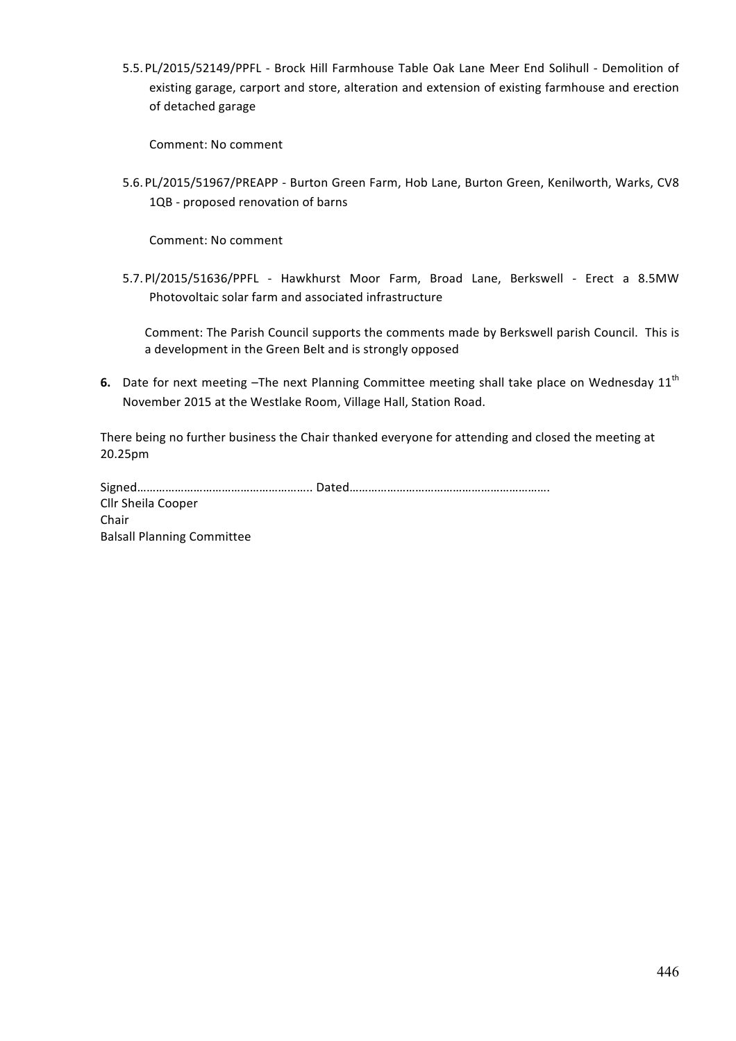5.5. PL/2015/52149/PPFL - Brock Hill Farmhouse Table Oak Lane Meer End Solihull - Demolition of existing garage, carport and store, alteration and extension of existing farmhouse and erection of detached garage

Comment: No comment

5.6. PL/2015/51967/PREAPP - Burton Green Farm, Hob Lane, Burton Green, Kenilworth, Warks, CV8 1QB - proposed renovation of barns

Comment: No comment

5.7. Pl/2015/51636/PPFL - Hawkhurst Moor Farm, Broad Lane, Berkswell - Erect a 8.5MW Photovoltaic solar farm and associated infrastructure

Comment: The Parish Council supports the comments made by Berkswell parish Council. This is a development in the Green Belt and is strongly opposed

**6.** Date for next meeting –The next Planning Committee meeting shall take place on Wednesday 11th November 2015 at the Westlake Room, Village Hall, Station Road.

There being no further business the Chair thanked everyone for attending and closed the meeting at 20.25pm

Signed……………………………………………….. Dated…………………………………………………….
Cllr Sheila Cooper
Chair
Balsall Planning Committee